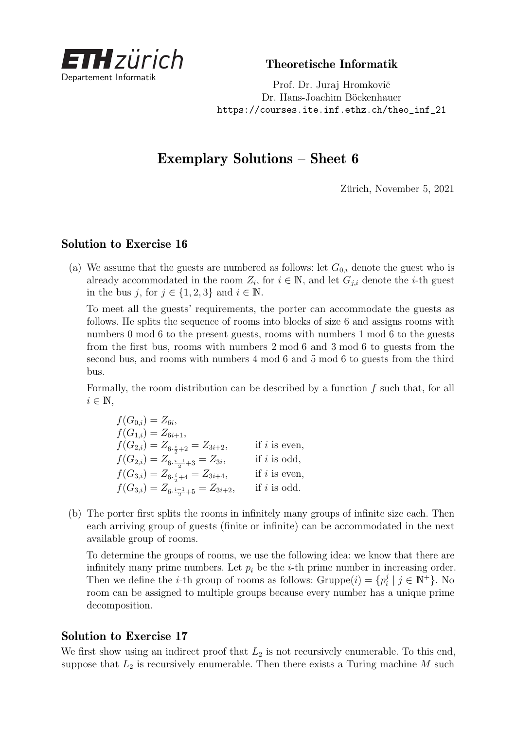ETH zürich
Departement Informatik

**Theoretische Informatik**

Prof. Dr. Juraj Hromkovič
Dr. Hans-Joachim Böckenhauer
https://courses.ite.inf.ethz.ch/theo_inf_21

# Exemplary Solutions – Sheet 6

Zürich, November 5, 2021

## Solution to Exercise 16

(a) We assume that the guests are numbered as follows: let $G_{0,i}$ denote the guest who is already accommodated in the room $Z_i$, for $i \in \mathbb{N}$, and let $G_{j,i}$ denote the $i$-th guest in the bus $j$, for $j \in \{1, 2, 3\}$ and $i \in \mathbb{N}$.

To meet all the guests' requirements, the porter can accommodate the guests as follows. He splits the sequence of rooms into blocks of size 6 and assigns rooms with numbers 0 mod 6 to the present guests, rooms with numbers 1 mod 6 to the guests from the first bus, rooms with numbers 2 mod 6 and 3 mod 6 to guests from the second bus, and rooms with numbers 4 mod 6 and 5 mod 6 to guests from the third bus.

Formally, the room distribution can be described by a function $f$ such that, for all $i \in \mathbb{N}$,

$$
\begin{aligned}
&f(G_{0,i}) = Z_{6i}, \\
&f(G_{1,i}) = Z_{6i+1}, \\
&f(G_{2,i}) = Z_{6 \cdot \frac{i}{2}+2} = Z_{3i+2}, && \text{if } i \text{ is even,} \\
&f(G_{2,i}) = Z_{6 \cdot \frac{i-1}{2}+3} = Z_{3i}, && \text{if } i \text{ is odd,} \\
&f(G_{3,i}) = Z_{6 \cdot \frac{i}{2}+4} = Z_{3i+4}, && \text{if } i \text{ is even,} \\
&f(G_{3,i}) = Z_{6 \cdot \frac{i-1}{2}+5} = Z_{3i+2}, && \text{if } i \text{ is odd.}
\end{aligned}
$$

(b) The porter first splits the rooms in infinitely many groups of infinite size each. Then each arriving group of guests (finite or infinite) can be accommodated in the next available group of rooms.

To determine the groups of rooms, we use the following idea: we know that there are infinitely many prime numbers. Let $p_i$ be the $i$-th prime number in increasing order. Then we define the $i$-th group of rooms as follows: $\text{Gruppe}(i) = \{p_i^j \mid j \in \mathbb{N}^+\}$. No room can be assigned to multiple groups because every number has a unique prime decomposition.

## Solution to Exercise 17

We first show using an indirect proof that $L_2$ is not recursively enumerable. To this end, suppose that $L_2$ is recursively enumerable. Then there exists a Turing machine $M$ such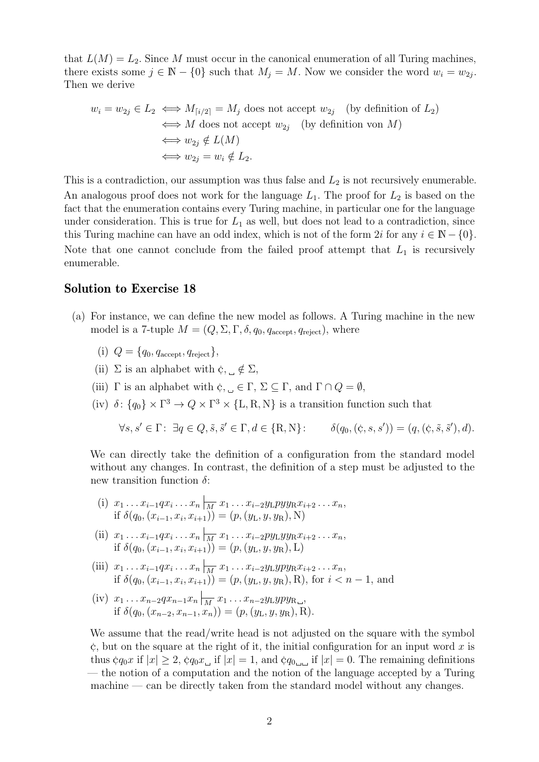that $L(M) = L_2$. Since $M$ must occur in the canonical enumeration of all Turing machines, there exists some $j \in \mathbb{N} - \{0\}$ such that $M_j = M$. Now we consider the word $w_i = w_{2j}$. Then we derive

$$
\begin{aligned}
w_i = w_{2j} \in L_2 &\iff M_{\lceil i/2 \rceil} = M_j \text{ does not accept } w_{2j} \quad \text{(by definition of } L_2\text{)}\\
&\iff M \text{ does not accept } w_{2j} \quad \text{(by definition von } M\text{)}\\
&\iff w_{2j} \notin L(M)\\
&\iff w_{2j} = w_i \notin L_2.
\end{aligned}
$$

This is a contradiction, our assumption was thus false and $L_2$ is not recursively enumerable. An analogous proof does not work for the language $L_1$. The proof for $L_2$ is based on the fact that the enumeration contains every Turing machine, in particular one for the language under consideration. This is true for $L_1$ as well, but does not lead to a contradiction, since this Turing machine can have an odd index, which is not of the form $2i$ for any $i \in \mathbb{N} - \{0\}$. Note that one cannot conclude from the failed proof attempt that $L_1$ is recursively enumerable.

## Solution to Exercise 18

(a) For instance, we can define the new model as follows. A Turing machine in the new model is a 7-tuple $M = (Q, \Sigma, \Gamma, \delta, q_0, q_{\text{accept}}, q_{\text{reject}})$, where

   (i) $Q = \{q_0, q_{\text{accept}}, q_{\text{reject}}\}$,

   (ii) $\Sigma$ is an alphabet with $¢, \sqcup \notin \Sigma$,

   (iii) $\Gamma$ is an alphabet with $¢, \sqcup \in \Gamma$, $\Sigma \subseteq \Gamma$, and $\Gamma \cap Q = \emptyset$,

   (iv) $\delta\colon \{q_0\} \times \Gamma^3 \to Q \times \Gamma^3 \times \{\text{L}, \text{R}, \text{N}\}$ is a transition function such that

$$\forall s, s' \in \Gamma\colon\ \exists q \in Q, \tilde{s}, \tilde{s}' \in \Gamma, d \in \{\text{R}, \text{N}\}\colon \qquad \delta(q_0, (¢, s, s')) = (q, (¢, \tilde{s}, \tilde{s}'), d).$$

We can directly take the definition of a configuration from the standard model without any changes. In contrast, the definition of a step must be adjusted to the new transition function $\delta$:

   (i) $x_1 \ldots x_{i-1} q x_i \ldots x_n \vdash_M x_1 \ldots x_{i-2} y_{\text{L}} p y y_{\text{R}} x_{i+2} \ldots x_n$, if $\delta(q_0, (x_{i-1}, x_i, x_{i+1})) = (p, (y_{\text{L}}, y, y_{\text{R}}), \text{N})$

   (ii) $x_1 \ldots x_{i-1} q x_i \ldots x_n \vdash_M x_1 \ldots x_{i-2} p y_{\text{L}} y y_{\text{R}} x_{i+2} \ldots x_n$, if $\delta(q_0, (x_{i-1}, x_i, x_{i+1})) = (p, (y_{\text{L}}, y, y_{\text{R}}), \text{L})$

   (iii) $x_1 \ldots x_{i-1} q x_i \ldots x_n \vdash_M x_1 \ldots x_{i-2} y_{\text{L}} y p y_{\text{R}} x_{i+2} \ldots x_n$, if $\delta(q_0, (x_{i-1}, x_i, x_{i+1})) = (p, (y_{\text{L}}, y, y_{\text{R}}), \text{R})$, for $i < n - 1$, and

   (iv) $x_1 \ldots x_{n-2} q x_{n-1} x_n \vdash_M x_1 \ldots x_{n-2} y_{\text{L}} y p y_{\text{R}} \sqcup$, if $\delta(q_0, (x_{n-2}, x_{n-1}, x_n)) = (p, (y_{\text{L}}, y, y_{\text{R}}), \text{R})$.

We assume that the read/write head is not adjusted on the square with the symbol $¢$, but on the square at the right of it, the initial configuration for an input word $x$ is thus $¢q_0x$ if $|x| \geq 2$, $¢q_0x\sqcup$ if $|x| = 1$, and $¢q_0\sqcup\sqcup$ if $|x| = 0$. The remaining definitions — the notion of a computation and the notion of the language accepted by a Turing machine — can be directly taken from the standard model without any changes.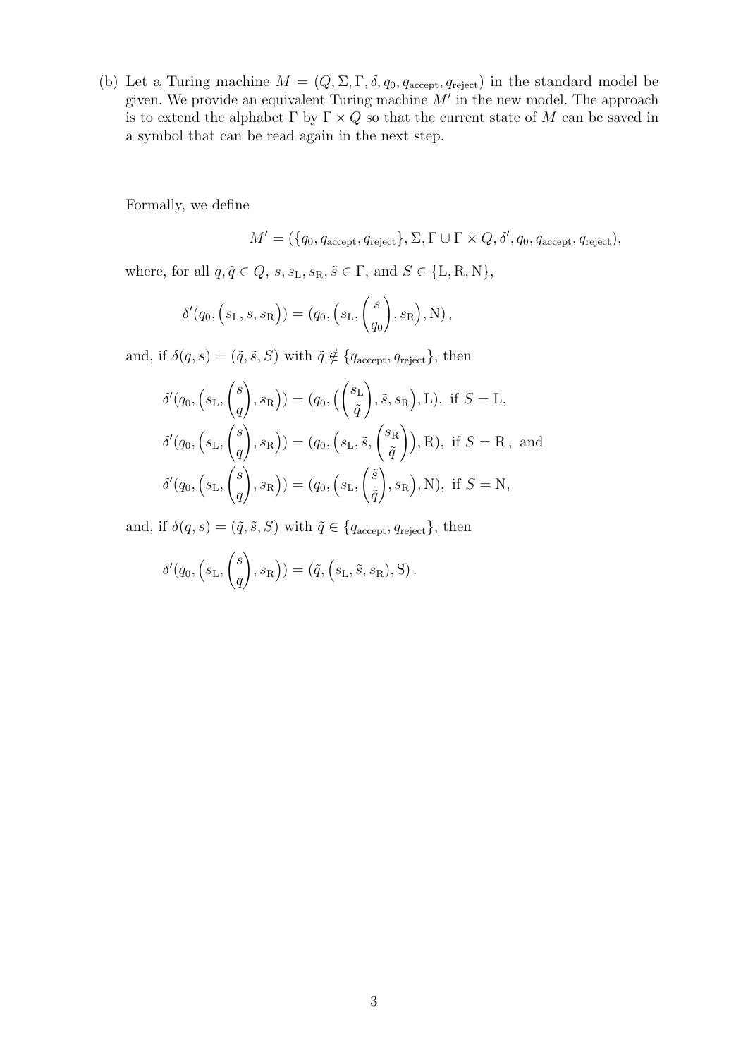(b) Let a Turing machine $M = (Q, \Sigma, \Gamma, \delta, q_0, q_{\text{accept}}, q_{\text{reject}})$ in the standard model be given. We provide an equivalent Turing machine $M'$ in the new model. The approach is to extend the alphabet $\Gamma$ by $\Gamma \times Q$ so that the current state of $M$ can be saved in a symbol that can be read again in the next step.

Formally, we define

$$M' = (\{q_0, q_{\text{accept}}, q_{\text{reject}}\}, \Sigma, \Gamma \cup \Gamma \times Q, \delta', q_0, q_{\text{accept}}, q_{\text{reject}}),$$

where, for all $q, \tilde{q} \in Q$, $s, s_{\text{L}}, s_{\text{R}}, \tilde{s} \in \Gamma$, and $S \in \{\text{L}, \text{R}, \text{N}\}$,

$$\delta'(q_0, \big(s_{\text{L}}, s, s_{\text{R}}\big)) = (q_0, \big(s_{\text{L}}, \binom{s}{q_0}, s_{\text{R}}\big), \text{N}),$$

and, if $\delta(q, s) = (\tilde{q}, \tilde{s}, S)$ with $\tilde{q} \notin \{q_{\text{accept}}, q_{\text{reject}}\}$, then

$$\delta'(q_0, \big(s_{\text{L}}, \binom{s}{q}, s_{\text{R}}\big)) = (q_0, \big(\binom{s_{\text{L}}}{\tilde{q}}, \tilde{s}, s_{\text{R}}\big), \text{L}), \text{ if } S = \text{L},$$

$$\delta'(q_0, \big(s_{\text{L}}, \binom{s}{q}, s_{\text{R}}\big)) = (q_0, \big(s_{\text{L}}, \tilde{s}, \binom{s_{\text{R}}}{\tilde{q}}\big), \text{R}), \text{ if } S = \text{R}, \text{ and}$$

$$\delta'(q_0, \big(s_{\text{L}}, \binom{s}{q}, s_{\text{R}}\big)) = (q_0, \big(s_{\text{L}}, \binom{\tilde{s}}{\tilde{q}}, s_{\text{R}}\big), \text{N}), \text{ if } S = \text{N},$$

and, if $\delta(q, s) = (\tilde{q}, \tilde{s}, S)$ with $\tilde{q} \in \{q_{\text{accept}}, q_{\text{reject}}\}$, then

$$\delta'(q_0, \big(s_{\text{L}}, \binom{s}{q}, s_{\text{R}}\big)) = (\tilde{q}, \big(s_{\text{L}}, \tilde{s}, s_{\text{R}}\big), \text{S}).$$